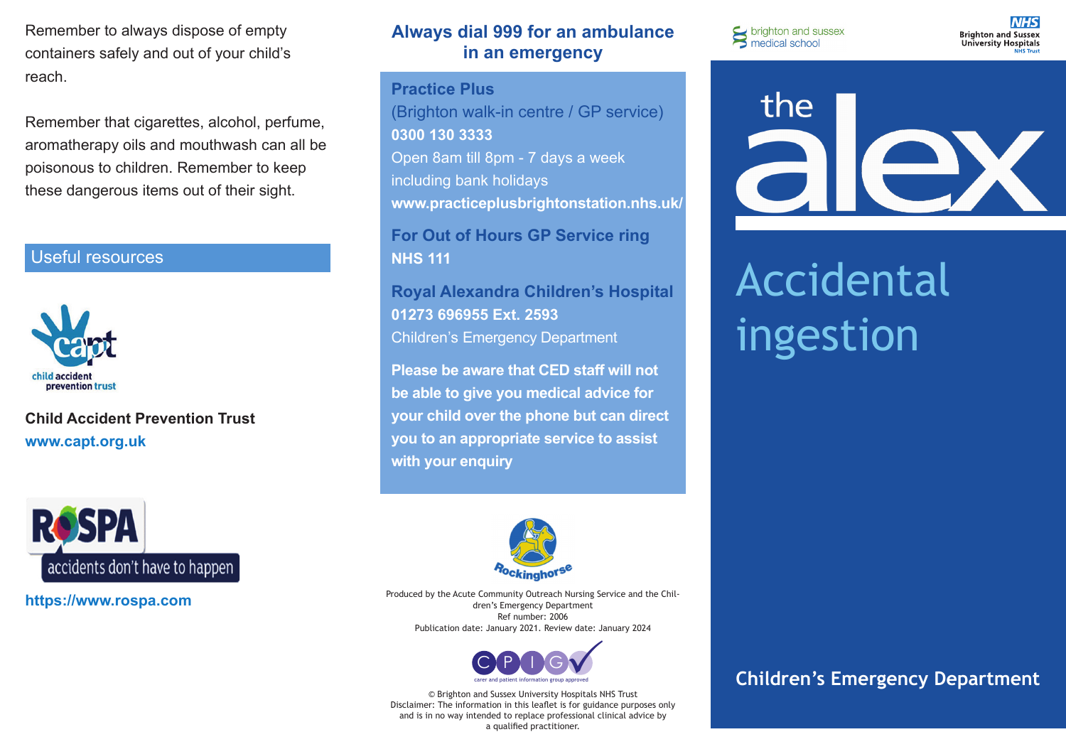Remember to always dispose of empty containers safely and out of your child's reach.

Remember that cigarettes, alcohol, perfume, aromatherapy oils and mouthwash can all be poisonous to children. Remember to keep these dangerous items out of their sight.

## Useful resources

child accident prevention trust

**Child Accident Prevention Trust**
**www.capt.org.uk**

RoSPA accidents don't have to happen

**https://www.rospa.com**

## Always dial 999 for an ambulance in an emergency

**Practice Plus**
(Brighton walk-in centre / GP service)
**0300 130 3333**
Open 8am till 8pm - 7 days a week including bank holidays
**www.practiceplusbrightonstation.nhs.uk/**

**For Out of Hours GP Service ring NHS 111**

**Royal Alexandra Children's Hospital**
**01273 696955 Ext. 2593**
Children's Emergency Department

**Please be aware that CED staff will not be able to give you medical advice for your child over the phone but can direct you to an appropriate service to assist with your enquiry**

Rockinghorse

Produced by the Acute Community Outreach Nursing Service and the Children's Emergency Department
Ref number: 2006
Publication date: January 2021. Review date: January 2024

CPIG carer and patient information group approved

© Brighton and Sussex University Hospitals NHS Trust
Disclaimer: The information in this leaflet is for guidance purposes only and is in no way intended to replace professional clinical advice by a qualified practitioner.

brighton and sussex medical school

NHS Brighton and Sussex University Hospitals NHS Trust

the alex

# Accidental ingestion

**Children's Emergency Department**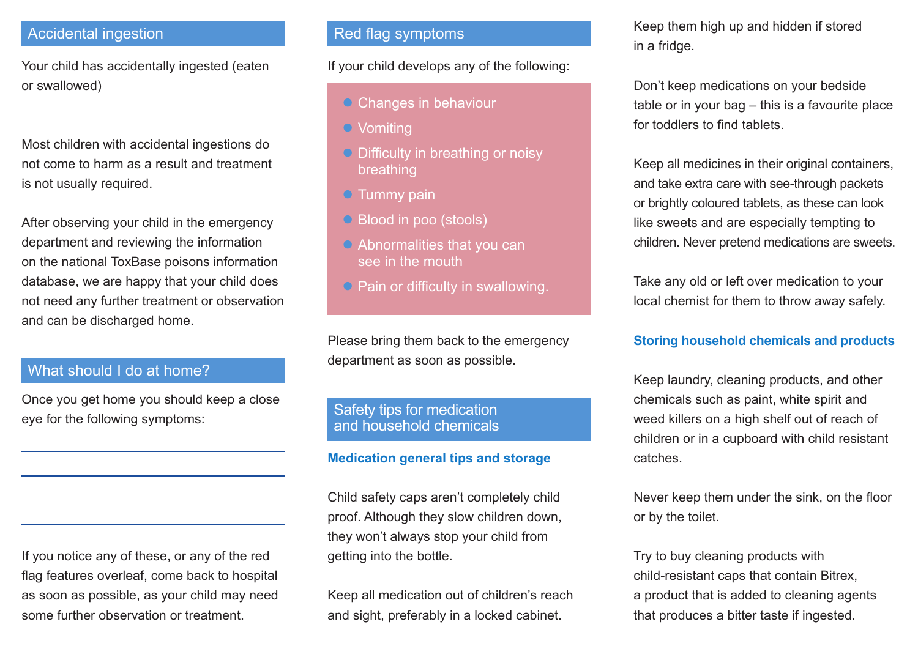## Accidental ingestion

Your child has accidentally ingested (eaten or swallowed)

\_\_\_\_\_\_\_\_\_\_\_\_\_\_\_\_\_\_\_\_\_\_\_\_\_\_\_\_\_\_\_\_\_\_\_\_\_\_\_\_

Most children with accidental ingestions do not come to harm as a result and treatment is not usually required.

After observing your child in the emergency department and reviewing the information on the national ToxBase poisons information database, we are happy that your child does not need any further treatment or observation and can be discharged home.

## What should I do at home?

Once you get home you should keep a close eye for the following symptoms:

\_\_\_\_\_\_\_\_\_\_\_\_\_\_\_\_\_\_\_\_\_\_\_\_\_\_\_\_\_\_\_\_\_\_\_\_\_\_\_\_

\_\_\_\_\_\_\_\_\_\_\_\_\_\_\_\_\_\_\_\_\_\_\_\_\_\_\_\_\_\_\_\_\_\_\_\_\_\_\_\_

\_\_\_\_\_\_\_\_\_\_\_\_\_\_\_\_\_\_\_\_\_\_\_\_\_\_\_\_\_\_\_\_\_\_\_\_\_\_\_\_

\_\_\_\_\_\_\_\_\_\_\_\_\_\_\_\_\_\_\_\_\_\_\_\_\_\_\_\_\_\_\_\_\_\_\_\_\_\_\_\_

If you notice any of these, or any of the red flag features overleaf, come back to hospital as soon as possible, as your child may need some further observation or treatment.

## Red flag symptoms

If your child develops any of the following:

- Changes in behaviour
- Vomiting
- Difficulty in breathing or noisy breathing
- Tummy pain
- Blood in poo (stools)
- Abnormalities that you can see in the mouth
- Pain or difficulty in swallowing.

Please bring them back to the emergency department as soon as possible.

## Safety tips for medication and household chemicals

### Medication general tips and storage

Child safety caps aren't completely child proof. Although they slow children down, they won't always stop your child from getting into the bottle.

Keep all medication out of children's reach and sight, preferably in a locked cabinet. Keep them high up and hidden if stored in a fridge.

Don't keep medications on your bedside table or in your bag – this is a favourite place for toddlers to find tablets.

Keep all medicines in their original containers, and take extra care with see-through packets or brightly coloured tablets, as these can look like sweets and are especially tempting to children. Never pretend medications are sweets.

Take any old or left over medication to your local chemist for them to throw away safely.

### Storing household chemicals and products

Keep laundry, cleaning products, and other chemicals such as paint, white spirit and weed killers on a high shelf out of reach of children or in a cupboard with child resistant catches.

Never keep them under the sink, on the floor or by the toilet.

Try to buy cleaning products with child-resistant caps that contain Bitrex, a product that is added to cleaning agents that produces a bitter taste if ingested.